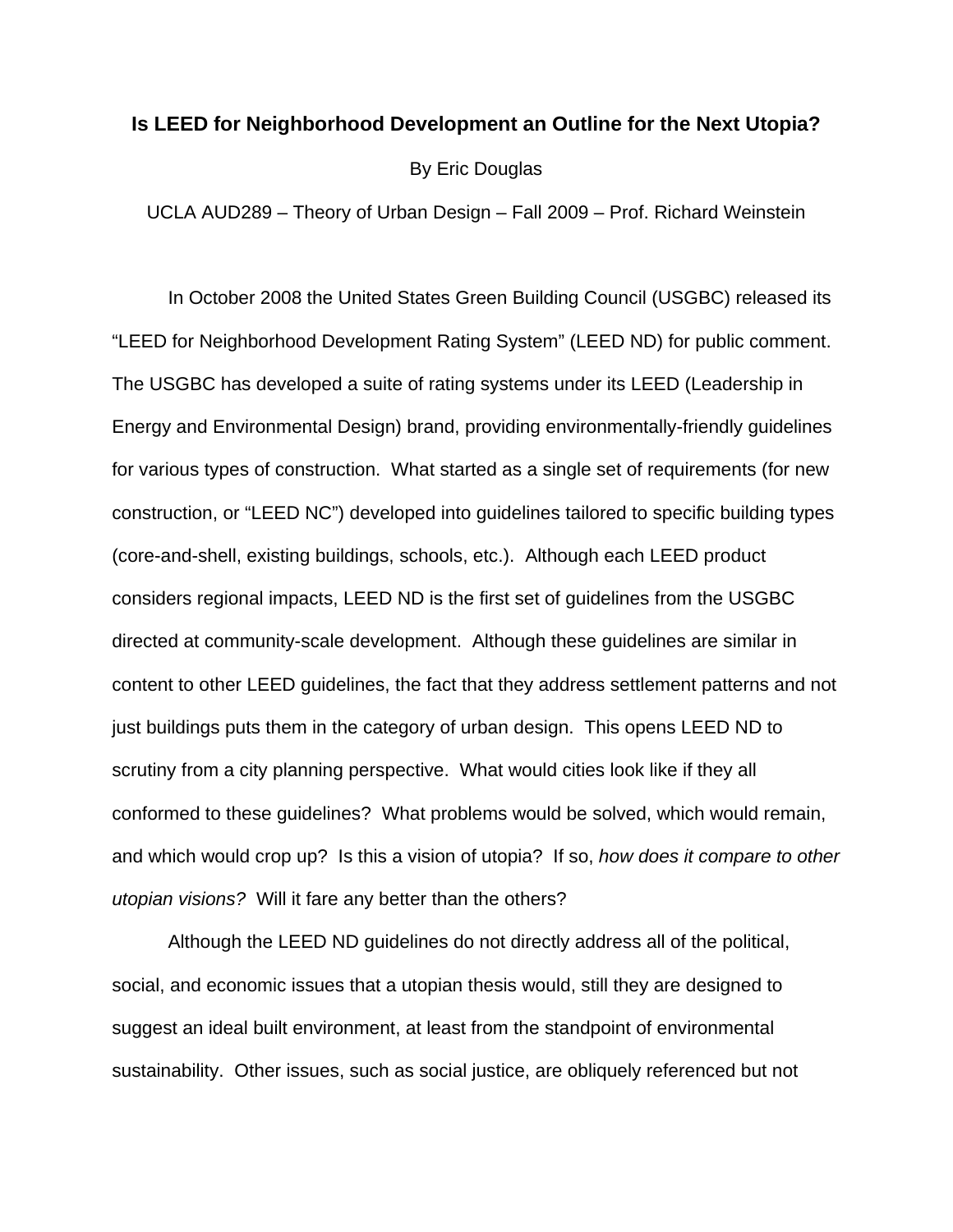# Is LEED for Neighborhood Development an Outline for the Next Utopia?

By Eric Douglas

UCLA AUD289 – Theory of Urban Design – Fall 2009 – Prof. Richard Weinstein

In October 2008 the United States Green Building Council (USGBC) released its "LEED for Neighborhood Development Rating System" (LEED ND) for public comment. The USGBC has developed a suite of rating systems under its LEED (Leadership in Energy and Environmental Design) brand, providing environmentally-friendly guidelines for various types of construction. What started as a single set of requirements (for new construction, or "LEED NC") developed into guidelines tailored to specific building types (core-and-shell, existing buildings, schools, etc.). Although each LEED product considers regional impacts, LEED ND is the first set of guidelines from the USGBC directed at community-scale development. Although these guidelines are similar in content to other LEED guidelines, the fact that they address settlement patterns and not just buildings puts them in the category of urban design. This opens LEED ND to scrutiny from a city planning perspective. What would cities look like if they all conformed to these guidelines? What problems would be solved, which would remain, and which would crop up? Is this a vision of utopia? If so, *how does it compare to other utopian visions?* Will it fare any better than the others?

Although the LEED ND guidelines do not directly address all of the political, social, and economic issues that a utopian thesis would, still they are designed to suggest an ideal built environment, at least from the standpoint of environmental sustainability. Other issues, such as social justice, are obliquely referenced but not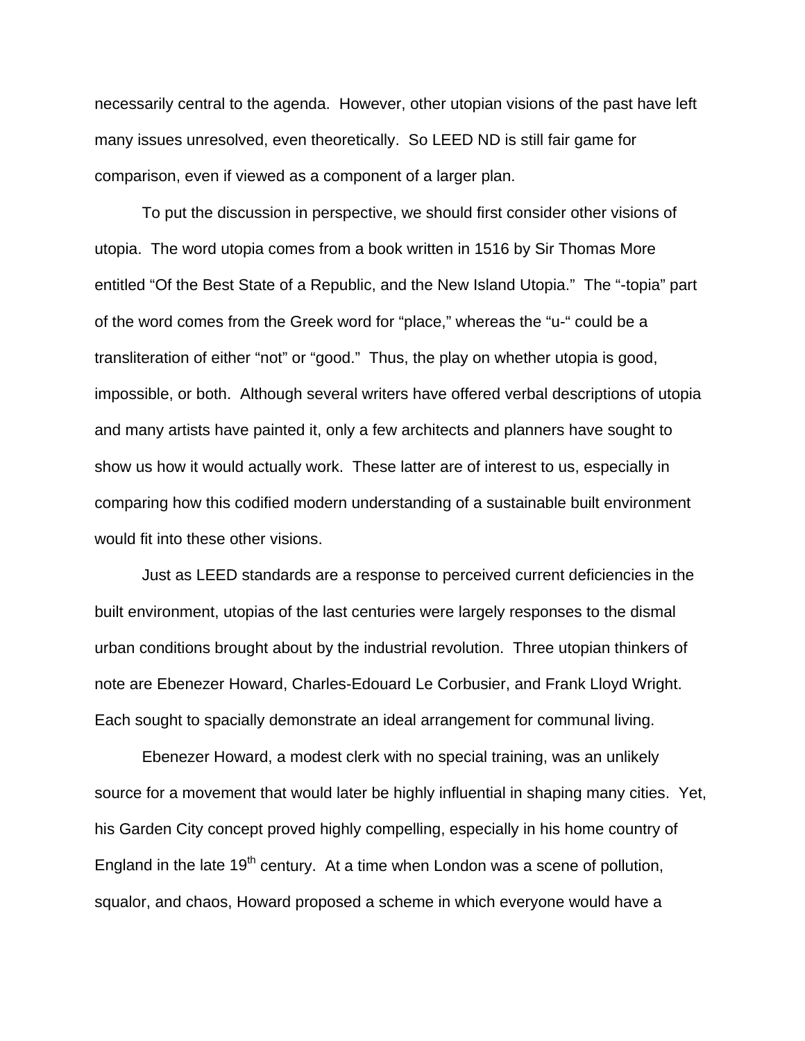necessarily central to the agenda. However, other utopian visions of the past have left many issues unresolved, even theoretically. So LEED ND is still fair game for comparison, even if viewed as a component of a larger plan.

To put the discussion in perspective, we should first consider other visions of utopia. The word utopia comes from a book written in 1516 by Sir Thomas More entitled "Of the Best State of a Republic, and the New Island Utopia." The "-topia" part of the word comes from the Greek word for "place," whereas the "u-" could be a transliteration of either "not" or "good." Thus, the play on whether utopia is good, impossible, or both. Although several writers have offered verbal descriptions of utopia and many artists have painted it, only a few architects and planners have sought to show us how it would actually work. These latter are of interest to us, especially in comparing how this codified modern understanding of a sustainable built environment would fit into these other visions.

Just as LEED standards are a response to perceived current deficiencies in the built environment, utopias of the last centuries were largely responses to the dismal urban conditions brought about by the industrial revolution. Three utopian thinkers of note are Ebenezer Howard, Charles-Edouard Le Corbusier, and Frank Lloyd Wright. Each sought to spacially demonstrate an ideal arrangement for communal living.

Ebenezer Howard, a modest clerk with no special training, was an unlikely source for a movement that would later be highly influential in shaping many cities. Yet, his Garden City concept proved highly compelling, especially in his home country of England in the late 19th century. At a time when London was a scene of pollution, squalor, and chaos, Howard proposed a scheme in which everyone would have a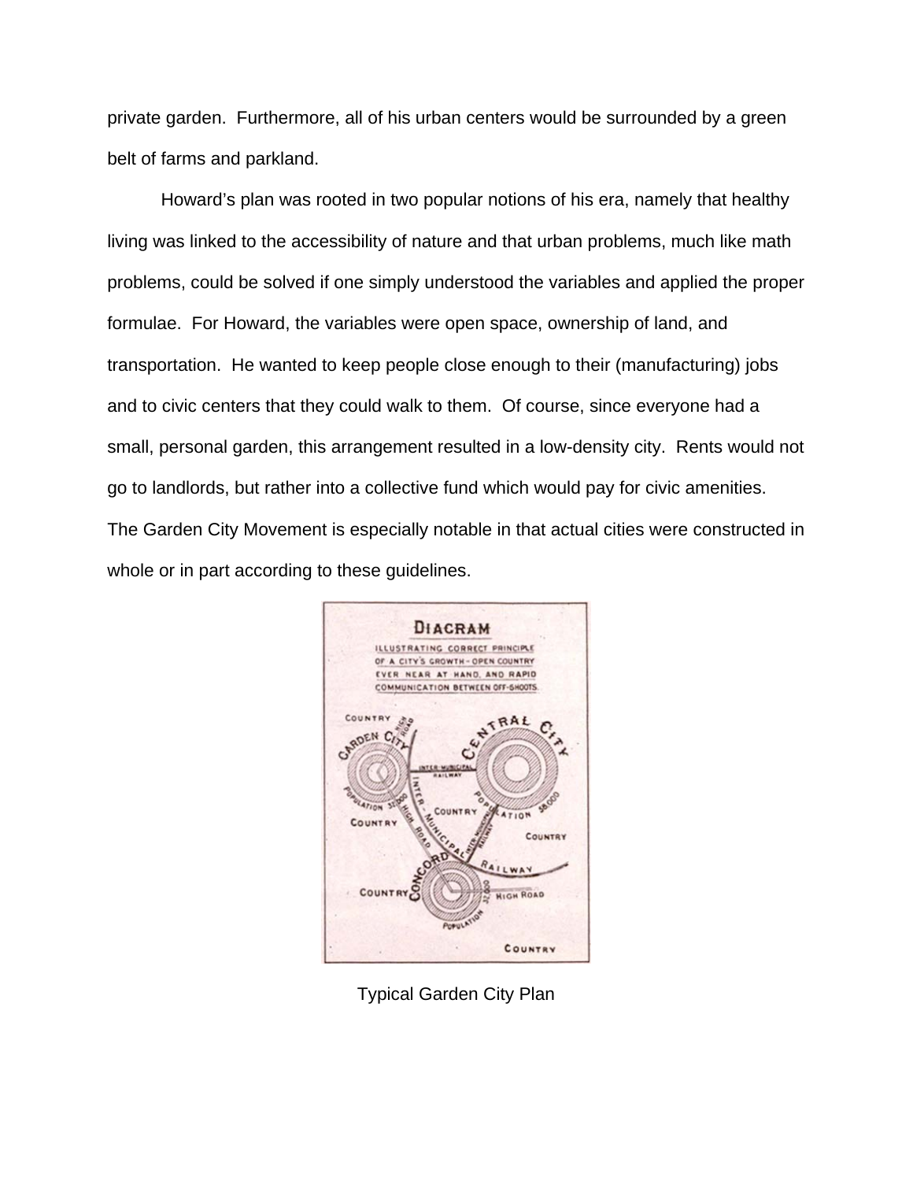private garden. Furthermore, all of his urban centers would be surrounded by a green belt of farms and parkland.

Howard's plan was rooted in two popular notions of his era, namely that healthy living was linked to the accessibility of nature and that urban problems, much like math problems, could be solved if one simply understood the variables and applied the proper formulae. For Howard, the variables were open space, ownership of land, and transportation. He wanted to keep people close enough to their (manufacturing) jobs and to civic centers that they could walk to them. Of course, since everyone had a small, personal garden, this arrangement resulted in a low-density city. Rents would not go to landlords, but rather into a collective fund which would pay for civic amenities. The Garden City Movement is especially notable in that actual cities were constructed in whole or in part according to these guidelines.

Typical Garden City Plan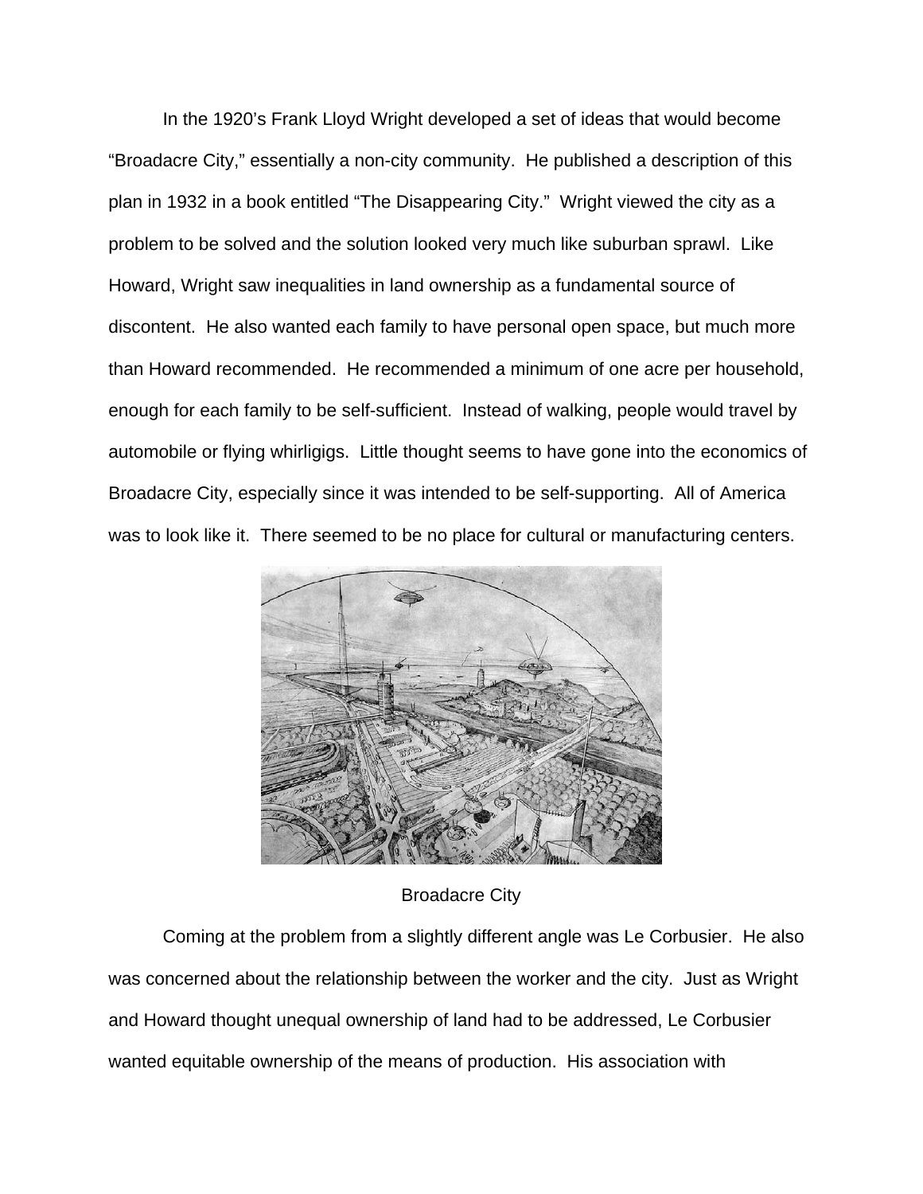In the 1920's Frank Lloyd Wright developed a set of ideas that would become "Broadacre City," essentially a non-city community. He published a description of this plan in 1932 in a book entitled "The Disappearing City." Wright viewed the city as a problem to be solved and the solution looked very much like suburban sprawl. Like Howard, Wright saw inequalities in land ownership as a fundamental source of discontent. He also wanted each family to have personal open space, but much more than Howard recommended. He recommended a minimum of one acre per household, enough for each family to be self-sufficient. Instead of walking, people would travel by automobile or flying whirligigs. Little thought seems to have gone into the economics of Broadacre City, especially since it was intended to be self-supporting. All of America was to look like it. There seemed to be no place for cultural or manufacturing centers.

Broadacre City

Coming at the problem from a slightly different angle was Le Corbusier. He also was concerned about the relationship between the worker and the city. Just as Wright and Howard thought unequal ownership of land had to be addressed, Le Corbusier wanted equitable ownership of the means of production. His association with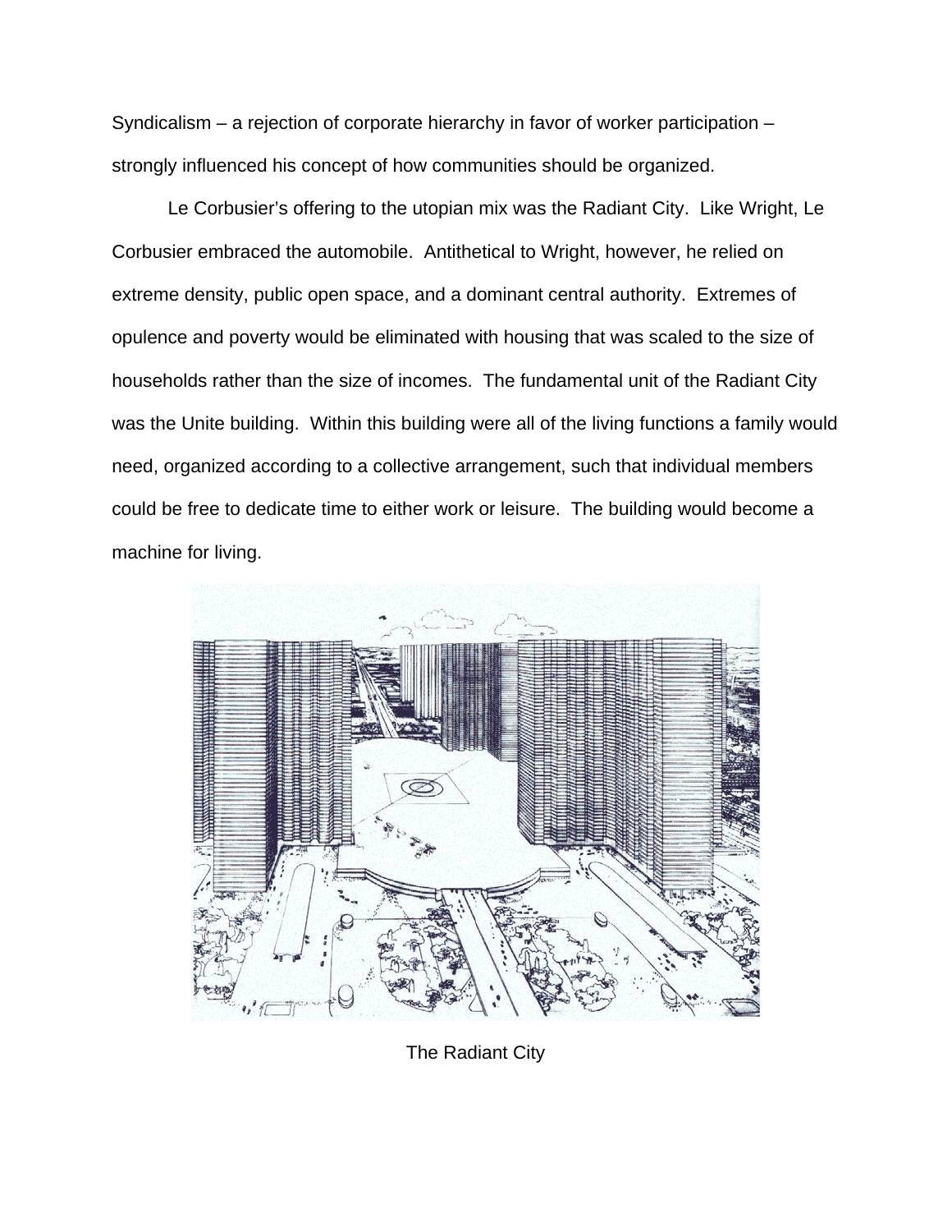Syndicalism – a rejection of corporate hierarchy in favor of worker participation – strongly influenced his concept of how communities should be organized.

Le Corbusier's offering to the utopian mix was the Radiant City. Like Wright, Le Corbusier embraced the automobile. Antithetical to Wright, however, he relied on extreme density, public open space, and a dominant central authority. Extremes of opulence and poverty would be eliminated with housing that was scaled to the size of households rather than the size of incomes. The fundamental unit of the Radiant City was the Unite building. Within this building were all of the living functions a family would need, organized according to a collective arrangement, such that individual members could be free to dedicate time to either work or leisure. The building would become a machine for living.

The Radiant City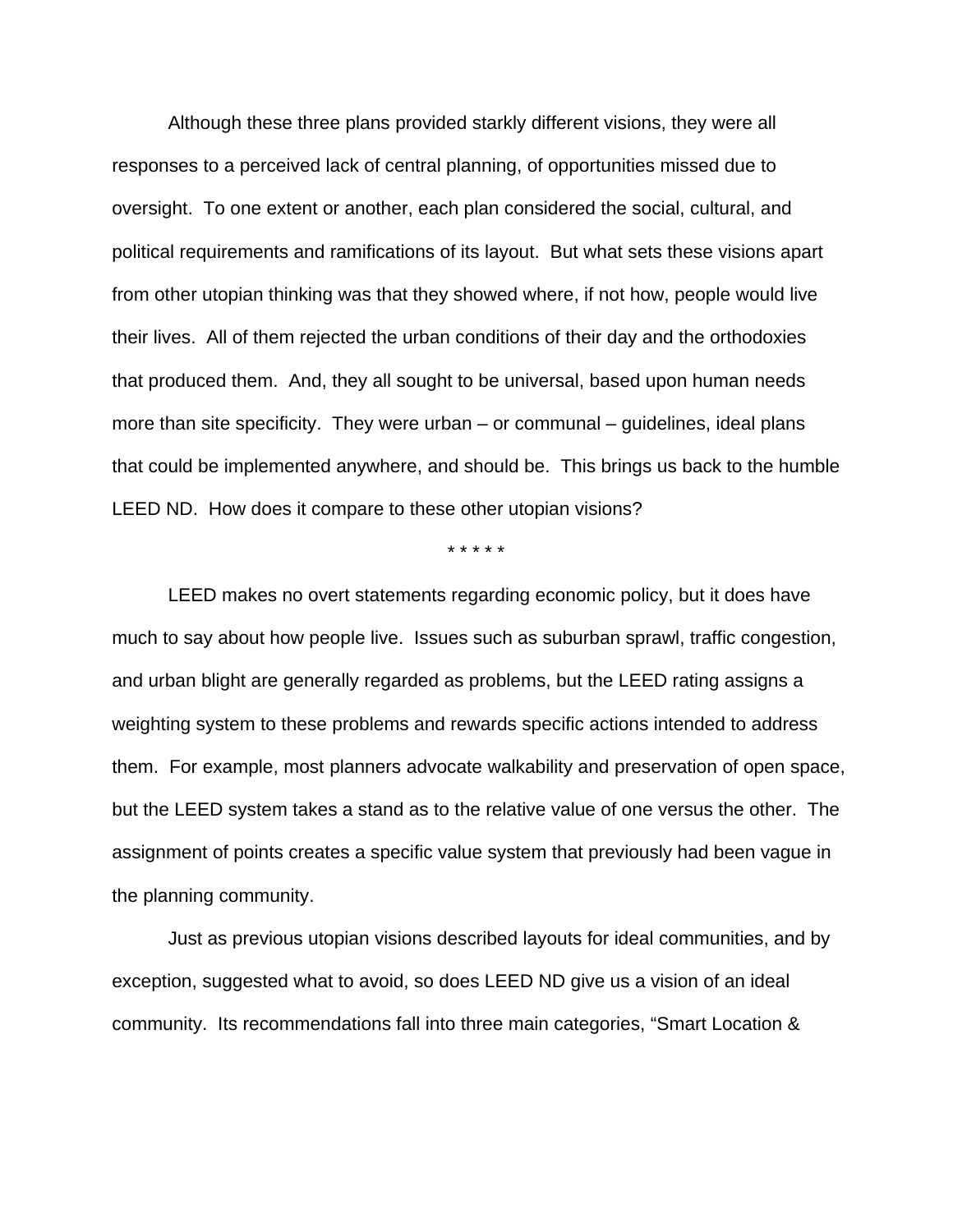Although these three plans provided starkly different visions, they were all responses to a perceived lack of central planning, of opportunities missed due to oversight. To one extent or another, each plan considered the social, cultural, and political requirements and ramifications of its layout. But what sets these visions apart from other utopian thinking was that they showed where, if not how, people would live their lives. All of them rejected the urban conditions of their day and the orthodoxies that produced them. And, they all sought to be universal, based upon human needs more than site specificity. They were urban – or communal – guidelines, ideal plans that could be implemented anywhere, and should be. This brings us back to the humble LEED ND. How does it compare to these other utopian visions?

\* \* \* \* \*

LEED makes no overt statements regarding economic policy, but it does have much to say about how people live. Issues such as suburban sprawl, traffic congestion, and urban blight are generally regarded as problems, but the LEED rating assigns a weighting system to these problems and rewards specific actions intended to address them. For example, most planners advocate walkability and preservation of open space, but the LEED system takes a stand as to the relative value of one versus the other. The assignment of points creates a specific value system that previously had been vague in the planning community.

Just as previous utopian visions described layouts for ideal communities, and by exception, suggested what to avoid, so does LEED ND give us a vision of an ideal community. Its recommendations fall into three main categories, "Smart Location &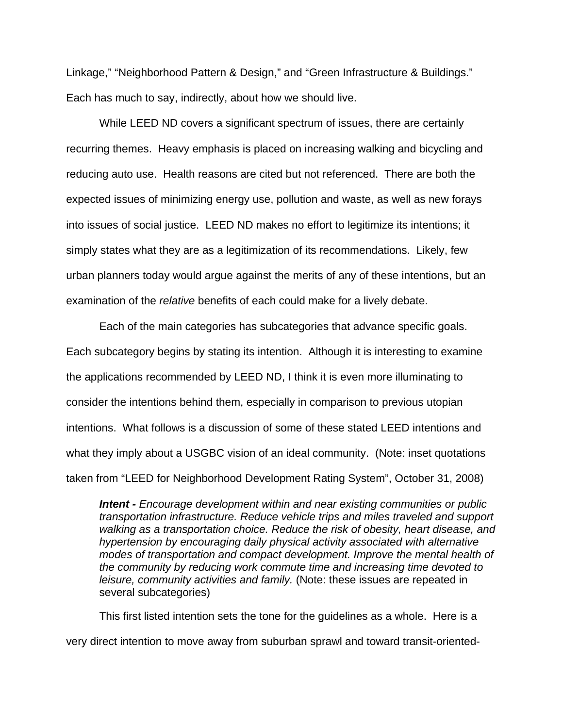Linkage," "Neighborhood Pattern & Design," and "Green Infrastructure & Buildings." Each has much to say, indirectly, about how we should live.

While LEED ND covers a significant spectrum of issues, there are certainly recurring themes. Heavy emphasis is placed on increasing walking and bicycling and reducing auto use. Health reasons are cited but not referenced. There are both the expected issues of minimizing energy use, pollution and waste, as well as new forays into issues of social justice. LEED ND makes no effort to legitimize its intentions; it simply states what they are as a legitimization of its recommendations. Likely, few urban planners today would argue against the merits of any of these intentions, but an examination of the *relative* benefits of each could make for a lively debate.

Each of the main categories has subcategories that advance specific goals. Each subcategory begins by stating its intention. Although it is interesting to examine the applications recommended by LEED ND, I think it is even more illuminating to consider the intentions behind them, especially in comparison to previous utopian intentions. What follows is a discussion of some of these stated LEED intentions and what they imply about a USGBC vision of an ideal community. (Note: inset quotations taken from "LEED for Neighborhood Development Rating System", October 31, 2008)

> ***Intent -*** *Encourage development within and near existing communities or public transportation infrastructure. Reduce vehicle trips and miles traveled and support walking as a transportation choice. Reduce the risk of obesity, heart disease, and hypertension by encouraging daily physical activity associated with alternative modes of transportation and compact development. Improve the mental health of the community by reducing work commute time and increasing time devoted to leisure, community activities and family.* (Note: these issues are repeated in several subcategories)

This first listed intention sets the tone for the guidelines as a whole. Here is a very direct intention to move away from suburban sprawl and toward transit-oriented-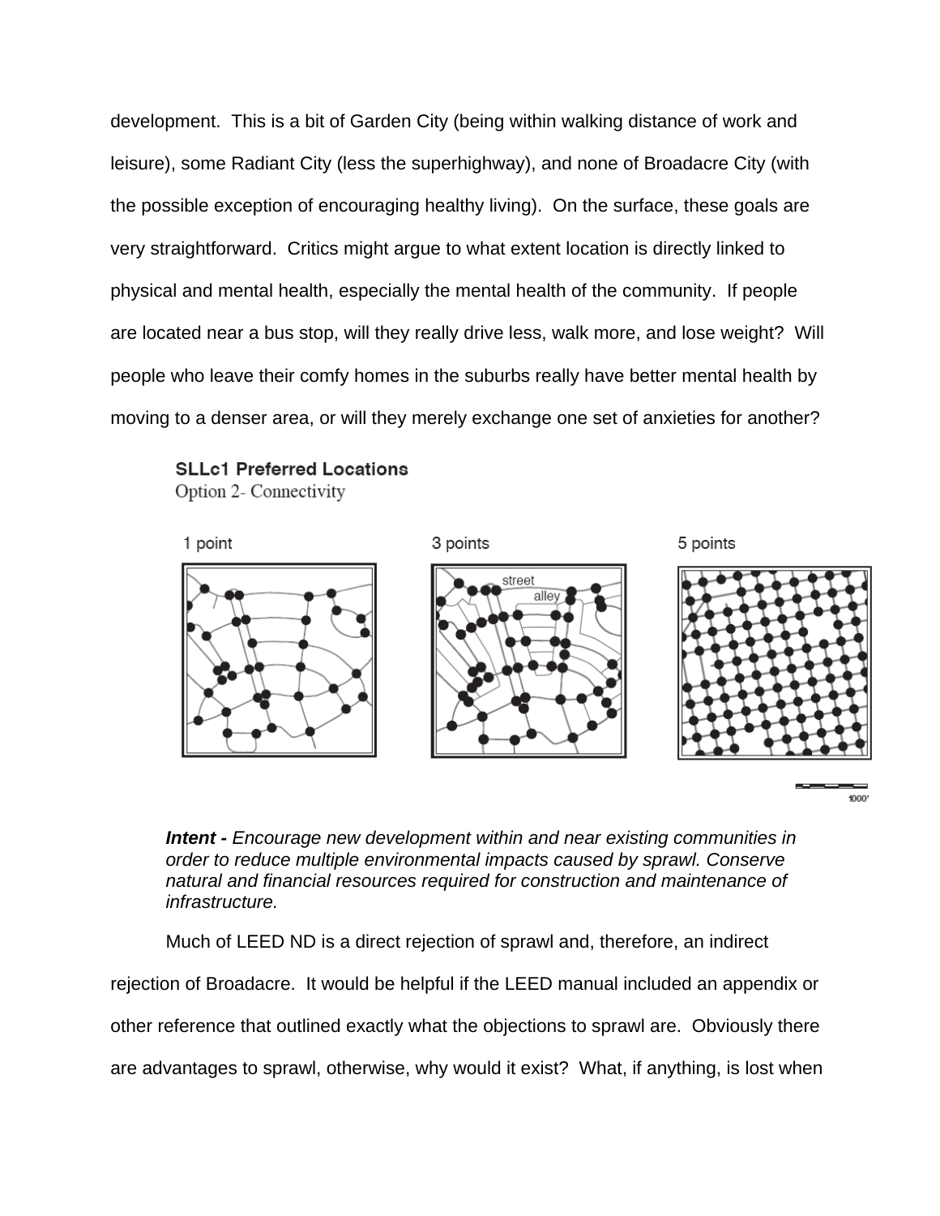development. This is a bit of Garden City (being within walking distance of work and leisure), some Radiant City (less the superhighway), and none of Broadacre City (with the possible exception of encouraging healthy living). On the surface, these goals are very straightforward. Critics might argue to what extent location is directly linked to physical and mental health, especially the mental health of the community. If people are located near a bus stop, will they really drive less, walk more, and lose weight? Will people who leave their comfy homes in the suburbs really have better mental health by moving to a denser area, or will they merely exchange one set of anxieties for another?

**SLLc1 Preferred Locations**
Option 2- Connectivity

1 point 3 points 5 points

street
alley

1000'

***Intent -*** *Encourage new development within and near existing communities in order to reduce multiple environmental impacts caused by sprawl. Conserve natural and financial resources required for construction and maintenance of infrastructure.*

Much of LEED ND is a direct rejection of sprawl and, therefore, an indirect rejection of Broadacre. It would be helpful if the LEED manual included an appendix or other reference that outlined exactly what the objections to sprawl are. Obviously there are advantages to sprawl, otherwise, why would it exist? What, if anything, is lost when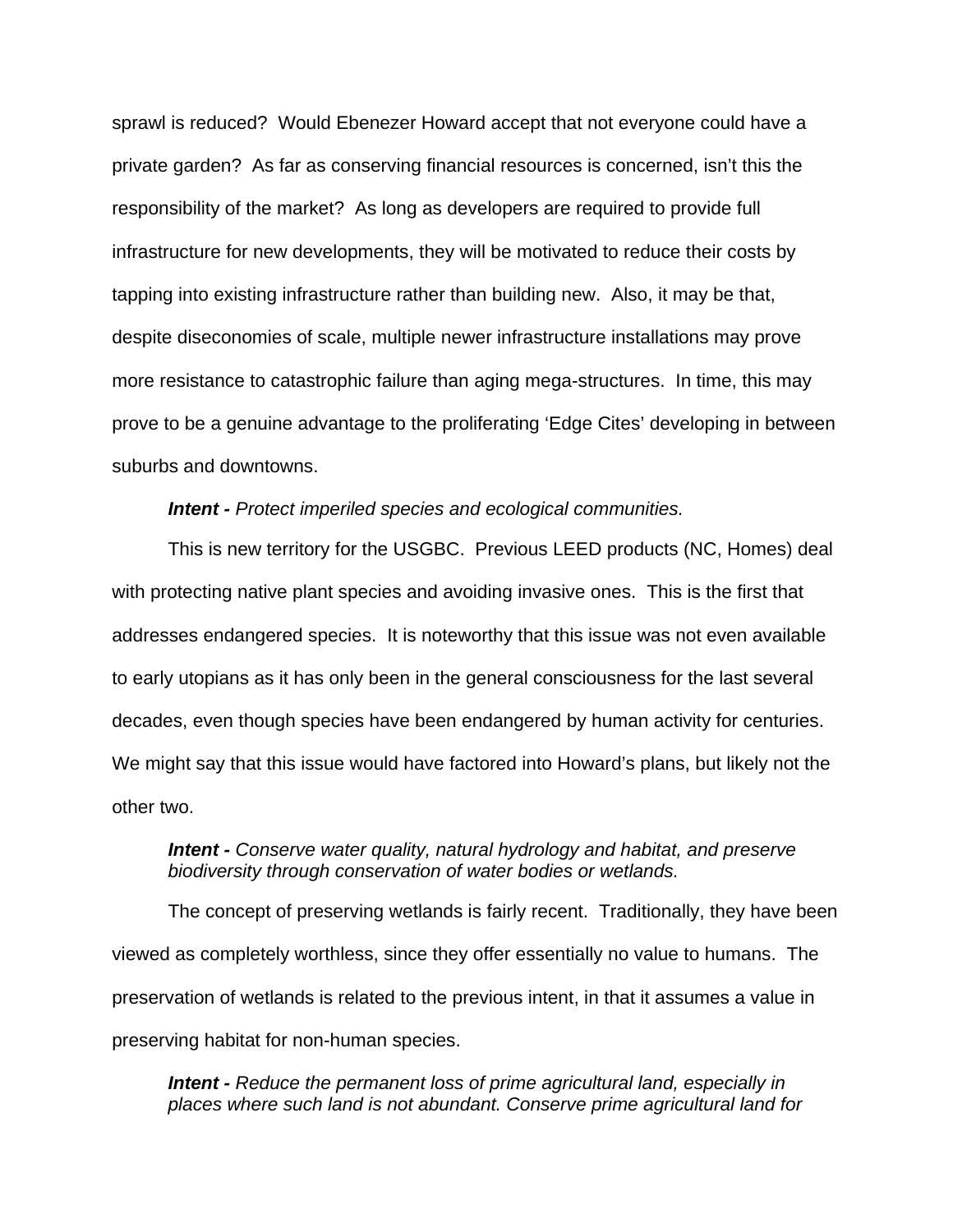sprawl is reduced? Would Ebenezer Howard accept that not everyone could have a private garden? As far as conserving financial resources is concerned, isn't this the responsibility of the market? As long as developers are required to provide full infrastructure for new developments, they will be motivated to reduce their costs by tapping into existing infrastructure rather than building new. Also, it may be that, despite diseconomies of scale, multiple newer infrastructure installations may prove more resistance to catastrophic failure than aging mega-structures. In time, this may prove to be a genuine advantage to the proliferating 'Edge Cites' developing in between suburbs and downtowns.

***Intent -*** *Protect imperiled species and ecological communities.*

This is new territory for the USGBC. Previous LEED products (NC, Homes) deal with protecting native plant species and avoiding invasive ones. This is the first that addresses endangered species. It is noteworthy that this issue was not even available to early utopians as it has only been in the general consciousness for the last several decades, even though species have been endangered by human activity for centuries. We might say that this issue would have factored into Howard's plans, but likely not the other two.

> ***Intent -*** *Conserve water quality, natural hydrology and habitat, and preserve biodiversity through conservation of water bodies or wetlands.*

The concept of preserving wetlands is fairly recent. Traditionally, they have been viewed as completely worthless, since they offer essentially no value to humans. The preservation of wetlands is related to the previous intent, in that it assumes a value in preserving habitat for non-human species.

> ***Intent -*** *Reduce the permanent loss of prime agricultural land, especially in places where such land is not abundant. Conserve prime agricultural land for*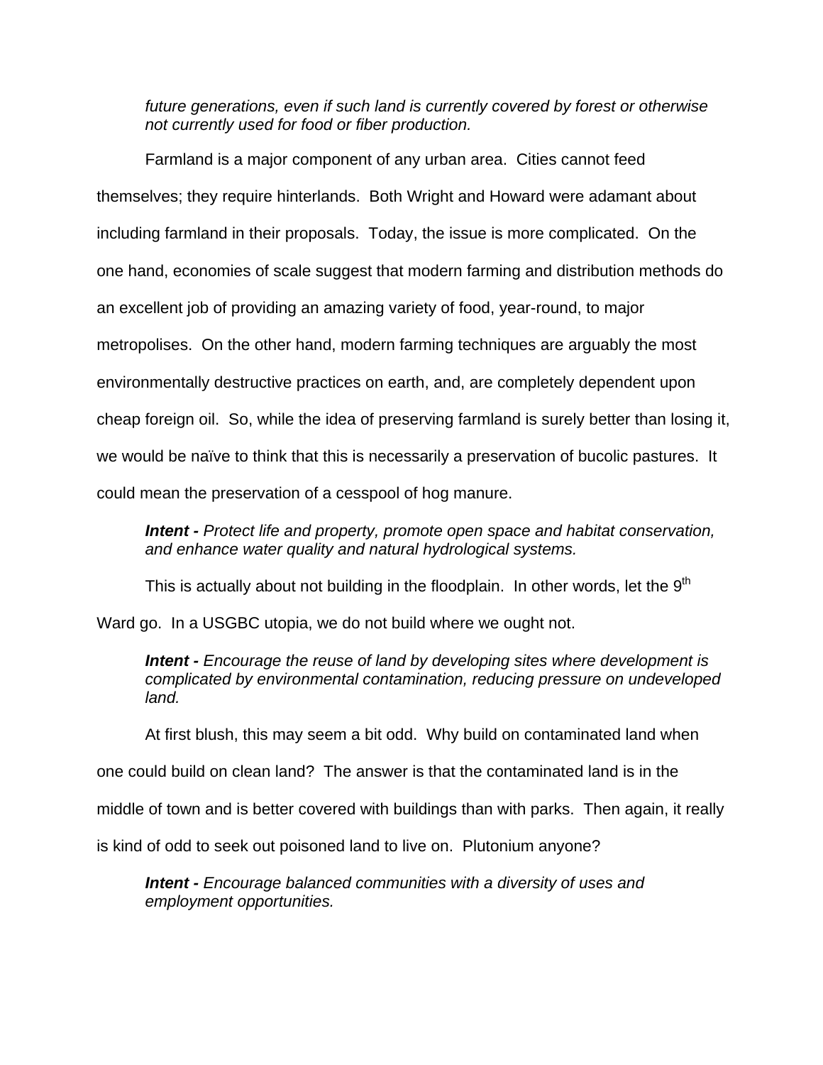*future generations, even if such land is currently covered by forest or otherwise not currently used for food or fiber production.*

Farmland is a major component of any urban area. Cities cannot feed themselves; they require hinterlands. Both Wright and Howard were adamant about including farmland in their proposals. Today, the issue is more complicated. On the one hand, economies of scale suggest that modern farming and distribution methods do an excellent job of providing an amazing variety of food, year-round, to major metropolises. On the other hand, modern farming techniques are arguably the most environmentally destructive practices on earth, and, are completely dependent upon cheap foreign oil. So, while the idea of preserving farmland is surely better than losing it, we would be naïve to think that this is necessarily a preservation of bucolic pastures. It could mean the preservation of a cesspool of hog manure.

***Intent -*** *Protect life and property, promote open space and habitat conservation, and enhance water quality and natural hydrological systems.*

This is actually about not building in the floodplain. In other words, let the 9th Ward go. In a USGBC utopia, we do not build where we ought not.

***Intent -*** *Encourage the reuse of land by developing sites where development is complicated by environmental contamination, reducing pressure on undeveloped land.*

At first blush, this may seem a bit odd. Why build on contaminated land when one could build on clean land? The answer is that the contaminated land is in the middle of town and is better covered with buildings than with parks. Then again, it really is kind of odd to seek out poisoned land to live on. Plutonium anyone?

***Intent -*** *Encourage balanced communities with a diversity of uses and employment opportunities.*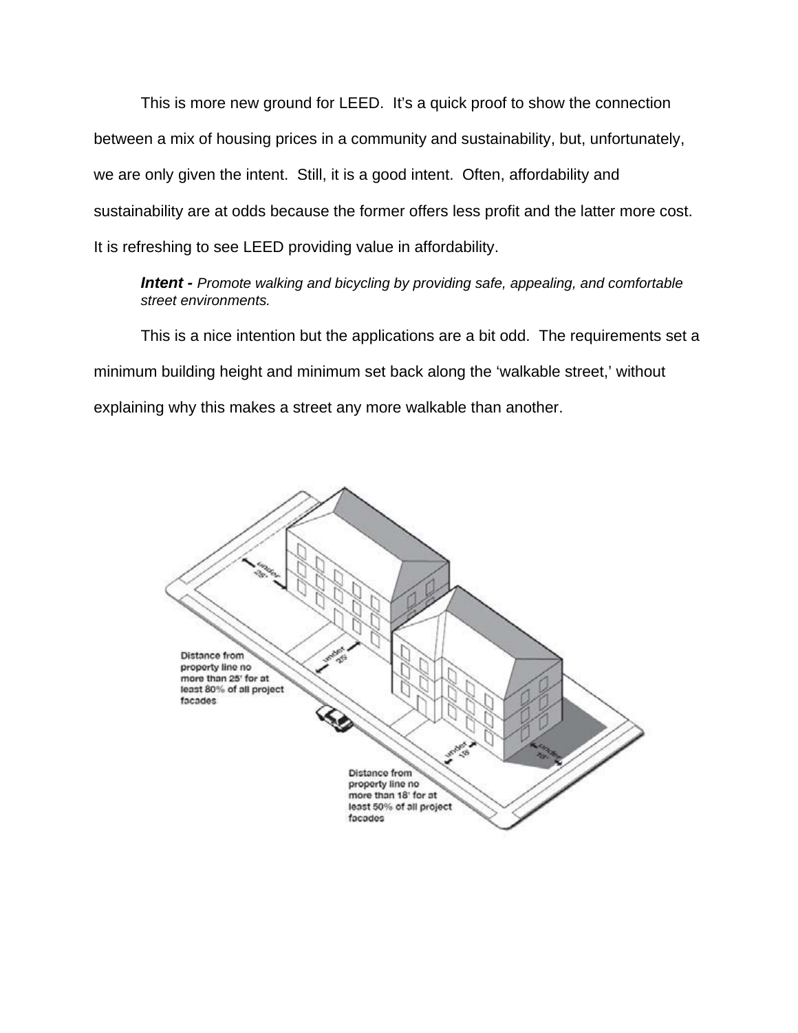This is more new ground for LEED. It's a quick proof to show the connection between a mix of housing prices in a community and sustainability, but, unfortunately, we are only given the intent. Still, it is a good intent. Often, affordability and sustainability are at odds because the former offers less profit and the latter more cost. It is refreshing to see LEED providing value in affordability.

> ***Intent -*** *Promote walking and bicycling by providing safe, appealing, and comfortable street environments.*

This is a nice intention but the applications are a bit odd. The requirements set a minimum building height and minimum set back along the 'walkable street,' without explaining why this makes a street any more walkable than another.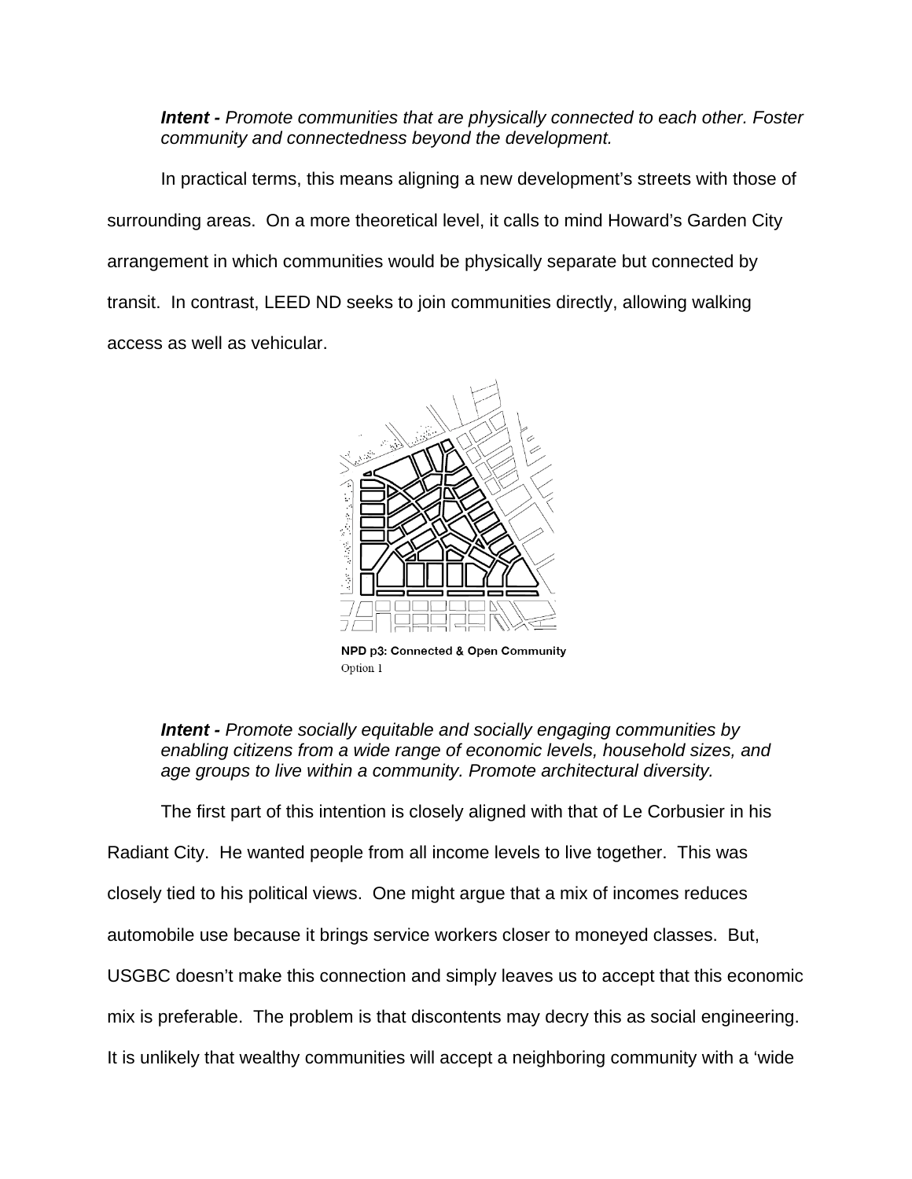***Intent -*** *Promote communities that are physically connected to each other. Foster community and connectedness beyond the development.*

In practical terms, this means aligning a new development's streets with those of surrounding areas. On a more theoretical level, it calls to mind Howard's Garden City arrangement in which communities would be physically separate but connected by transit. In contrast, LEED ND seeks to join communities directly, allowing walking access as well as vehicular.

**NPD p3: Connected & Open Community**
Option 1

***Intent -*** *Promote socially equitable and socially engaging communities by enabling citizens from a wide range of economic levels, household sizes, and age groups to live within a community. Promote architectural diversity.*

The first part of this intention is closely aligned with that of Le Corbusier in his Radiant City. He wanted people from all income levels to live together. This was closely tied to his political views. One might argue that a mix of incomes reduces automobile use because it brings service workers closer to moneyed classes. But, USGBC doesn't make this connection and simply leaves us to accept that this economic mix is preferable. The problem is that discontents may decry this as social engineering. It is unlikely that wealthy communities will accept a neighboring community with a 'wide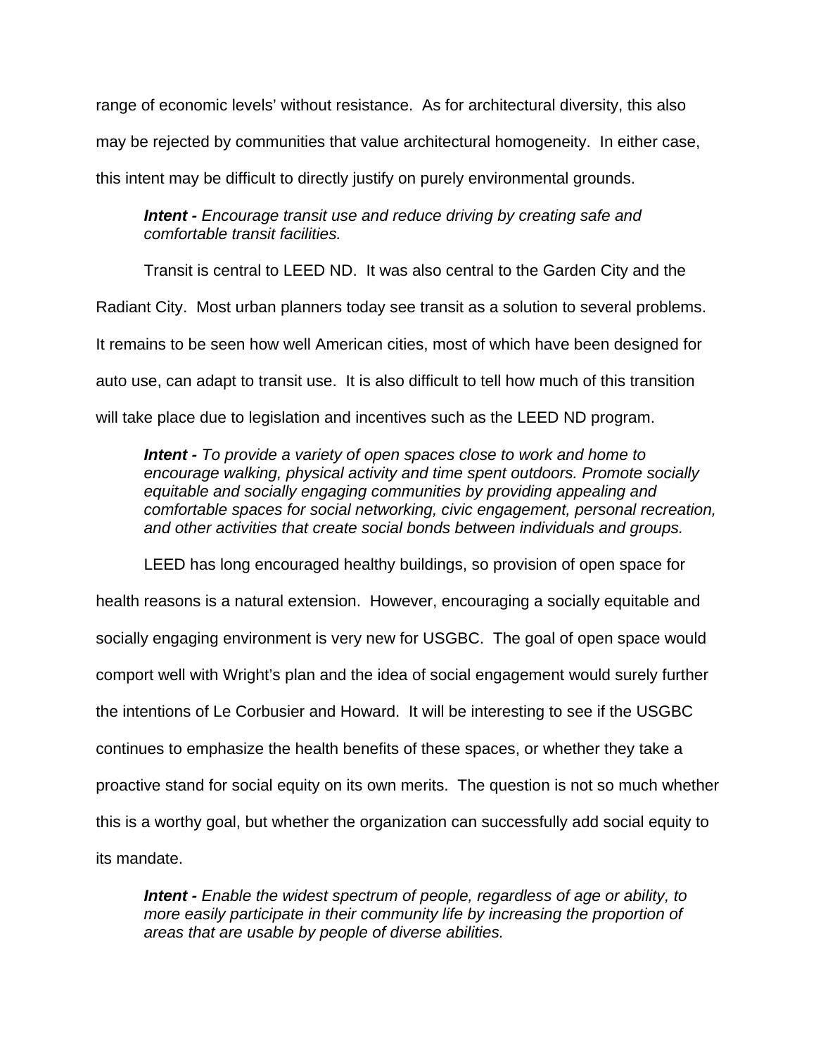range of economic levels' without resistance. As for architectural diversity, this also may be rejected by communities that value architectural homogeneity. In either case, this intent may be difficult to directly justify on purely environmental grounds.

> ***Intent -*** *Encourage transit use and reduce driving by creating safe and comfortable transit facilities.*

Transit is central to LEED ND. It was also central to the Garden City and the Radiant City. Most urban planners today see transit as a solution to several problems. It remains to be seen how well American cities, most of which have been designed for auto use, can adapt to transit use. It is also difficult to tell how much of this transition will take place due to legislation and incentives such as the LEED ND program.

> ***Intent -*** *To provide a variety of open spaces close to work and home to encourage walking, physical activity and time spent outdoors. Promote socially equitable and socially engaging communities by providing appealing and comfortable spaces for social networking, civic engagement, personal recreation, and other activities that create social bonds between individuals and groups.*

LEED has long encouraged healthy buildings, so provision of open space for health reasons is a natural extension. However, encouraging a socially equitable and socially engaging environment is very new for USGBC. The goal of open space would comport well with Wright's plan and the idea of social engagement would surely further the intentions of Le Corbusier and Howard. It will be interesting to see if the USGBC continues to emphasize the health benefits of these spaces, or whether they take a proactive stand for social equity on its own merits. The question is not so much whether this is a worthy goal, but whether the organization can successfully add social equity to its mandate.

> ***Intent -*** *Enable the widest spectrum of people, regardless of age or ability, to more easily participate in their community life by increasing the proportion of areas that are usable by people of diverse abilities.*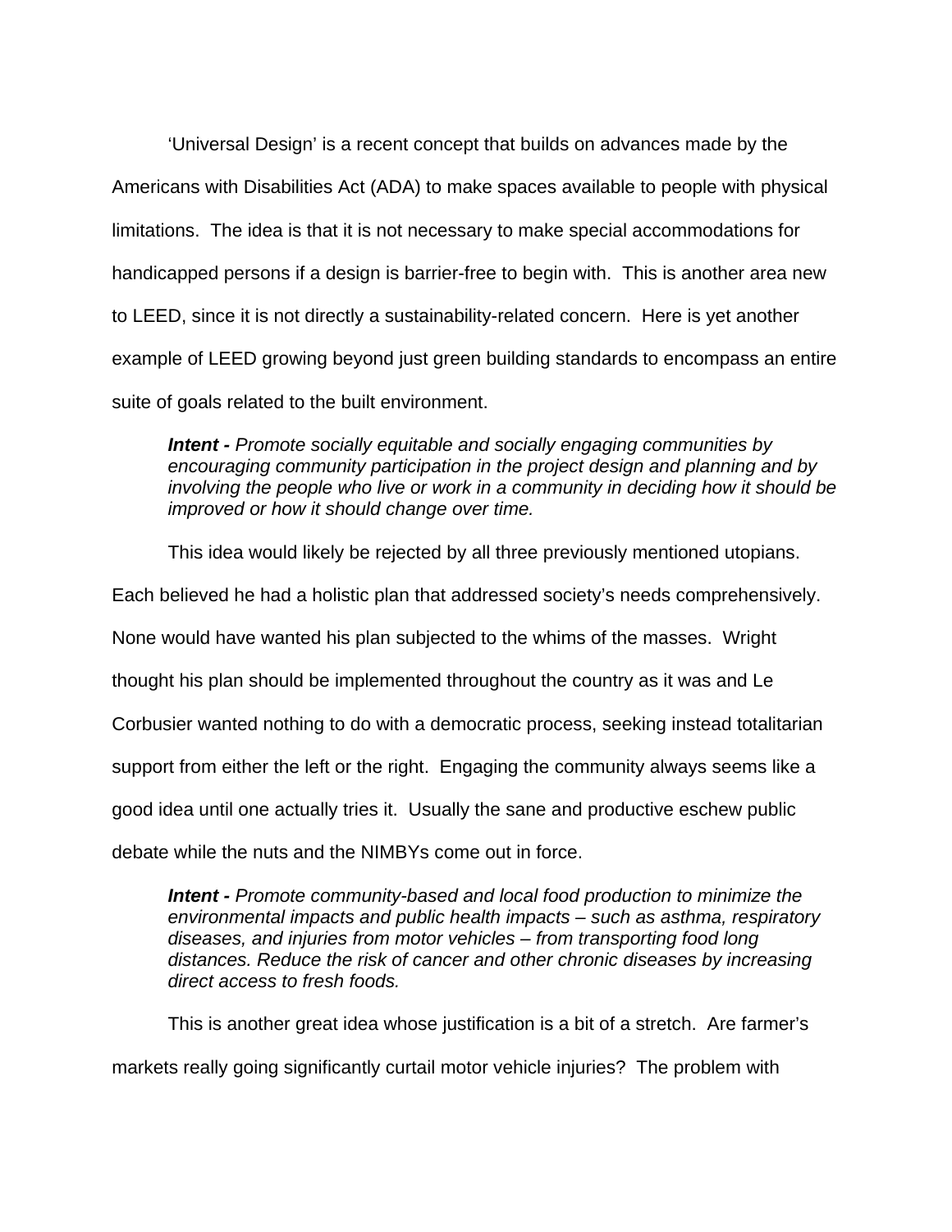‘Universal Design’ is a recent concept that builds on advances made by the Americans with Disabilities Act (ADA) to make spaces available to people with physical limitations. The idea is that it is not necessary to make special accommodations for handicapped persons if a design is barrier-free to begin with. This is another area new to LEED, since it is not directly a sustainability-related concern. Here is yet another example of LEED growing beyond just green building standards to encompass an entire suite of goals related to the built environment.

> ***Intent -*** *Promote socially equitable and socially engaging communities by encouraging community participation in the project design and planning and by involving the people who live or work in a community in deciding how it should be improved or how it should change over time.*

This idea would likely be rejected by all three previously mentioned utopians. Each believed he had a holistic plan that addressed society’s needs comprehensively. None would have wanted his plan subjected to the whims of the masses. Wright thought his plan should be implemented throughout the country as it was and Le Corbusier wanted nothing to do with a democratic process, seeking instead totalitarian support from either the left or the right. Engaging the community always seems like a good idea until one actually tries it. Usually the sane and productive eschew public debate while the nuts and the NIMBYs come out in force.

> ***Intent -*** *Promote community-based and local food production to minimize the environmental impacts and public health impacts – such as asthma, respiratory diseases, and injuries from motor vehicles – from transporting food long distances. Reduce the risk of cancer and other chronic diseases by increasing direct access to fresh foods.*

This is another great idea whose justification is a bit of a stretch. Are farmer’s markets really going significantly curtail motor vehicle injuries? The problem with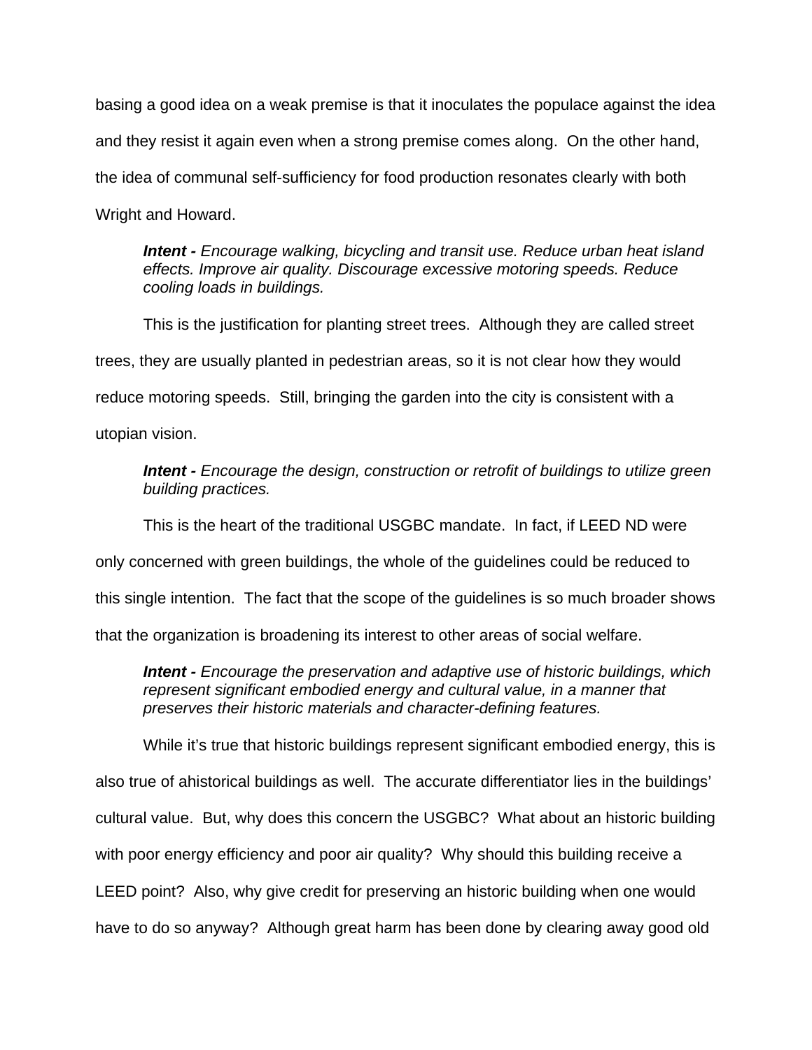basing a good idea on a weak premise is that it inoculates the populace against the idea and they resist it again even when a strong premise comes along. On the other hand, the idea of communal self-sufficiency for food production resonates clearly with both Wright and Howard.

> ***Intent -*** *Encourage walking, bicycling and transit use. Reduce urban heat island effects. Improve air quality. Discourage excessive motoring speeds. Reduce cooling loads in buildings.*

This is the justification for planting street trees. Although they are called street trees, they are usually planted in pedestrian areas, so it is not clear how they would reduce motoring speeds. Still, bringing the garden into the city is consistent with a utopian vision.

> ***Intent -*** *Encourage the design, construction or retrofit of buildings to utilize green building practices.*

This is the heart of the traditional USGBC mandate. In fact, if LEED ND were only concerned with green buildings, the whole of the guidelines could be reduced to this single intention. The fact that the scope of the guidelines is so much broader shows that the organization is broadening its interest to other areas of social welfare.

> ***Intent -*** *Encourage the preservation and adaptive use of historic buildings, which represent significant embodied energy and cultural value, in a manner that preserves their historic materials and character-defining features.*

While it's true that historic buildings represent significant embodied energy, this is also true of ahistorical buildings as well. The accurate differentiator lies in the buildings' cultural value. But, why does this concern the USGBC? What about an historic building with poor energy efficiency and poor air quality? Why should this building receive a LEED point? Also, why give credit for preserving an historic building when one would have to do so anyway? Although great harm has been done by clearing away good old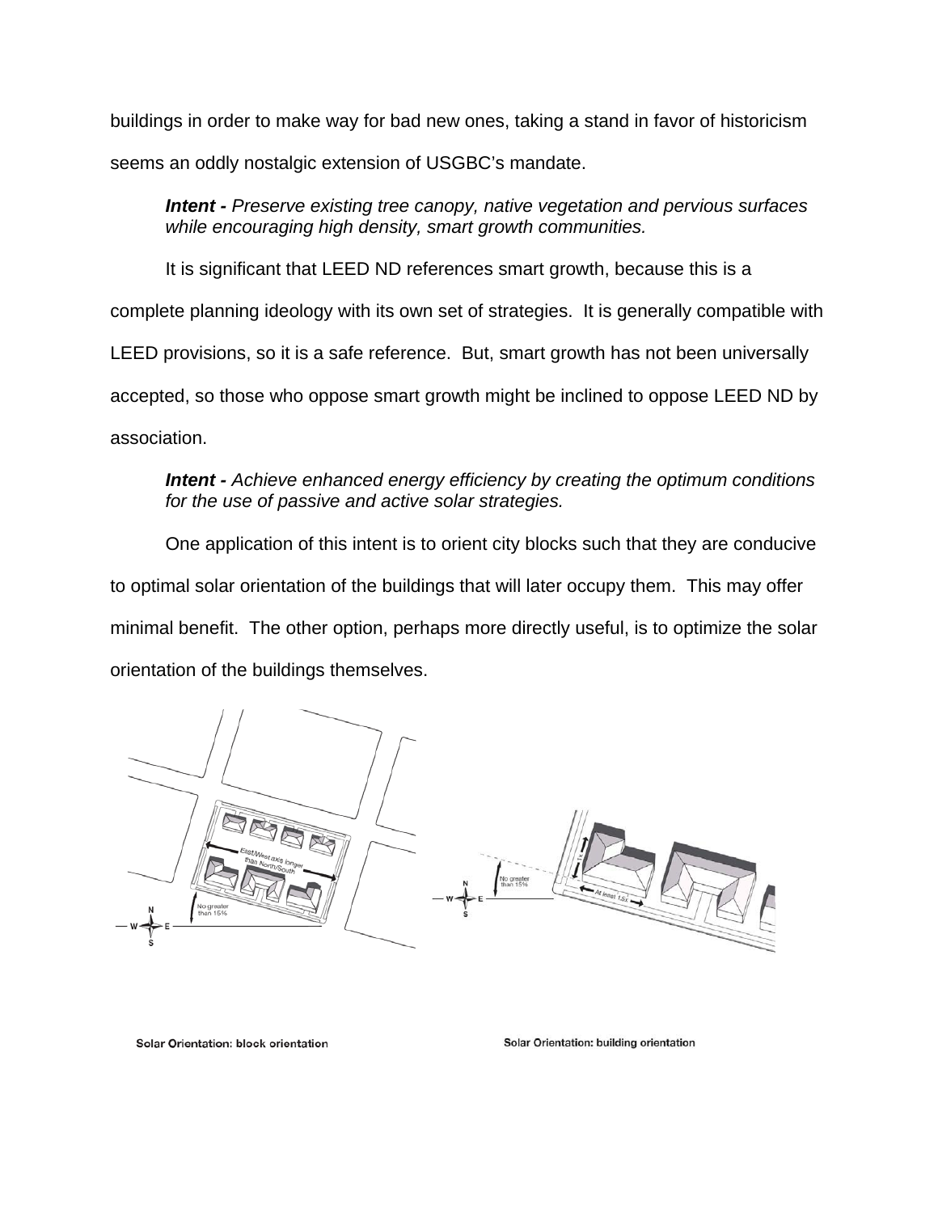buildings in order to make way for bad new ones, taking a stand in favor of historicism seems an oddly nostalgic extension of USGBC's mandate.

> ***Intent -*** *Preserve existing tree canopy, native vegetation and pervious surfaces while encouraging high density, smart growth communities.*

It is significant that LEED ND references smart growth, because this is a complete planning ideology with its own set of strategies. It is generally compatible with LEED provisions, so it is a safe reference. But, smart growth has not been universally accepted, so those who oppose smart growth might be inclined to oppose LEED ND by association.

> ***Intent -*** *Achieve enhanced energy efficiency by creating the optimum conditions for the use of passive and active solar strategies.*

One application of this intent is to orient city blocks such that they are conducive to optimal solar orientation of the buildings that will later occupy them. This may offer minimal benefit. The other option, perhaps more directly useful, is to optimize the solar orientation of the buildings themselves.

Solar Orientation: block orientation

Solar Orientation: building orientation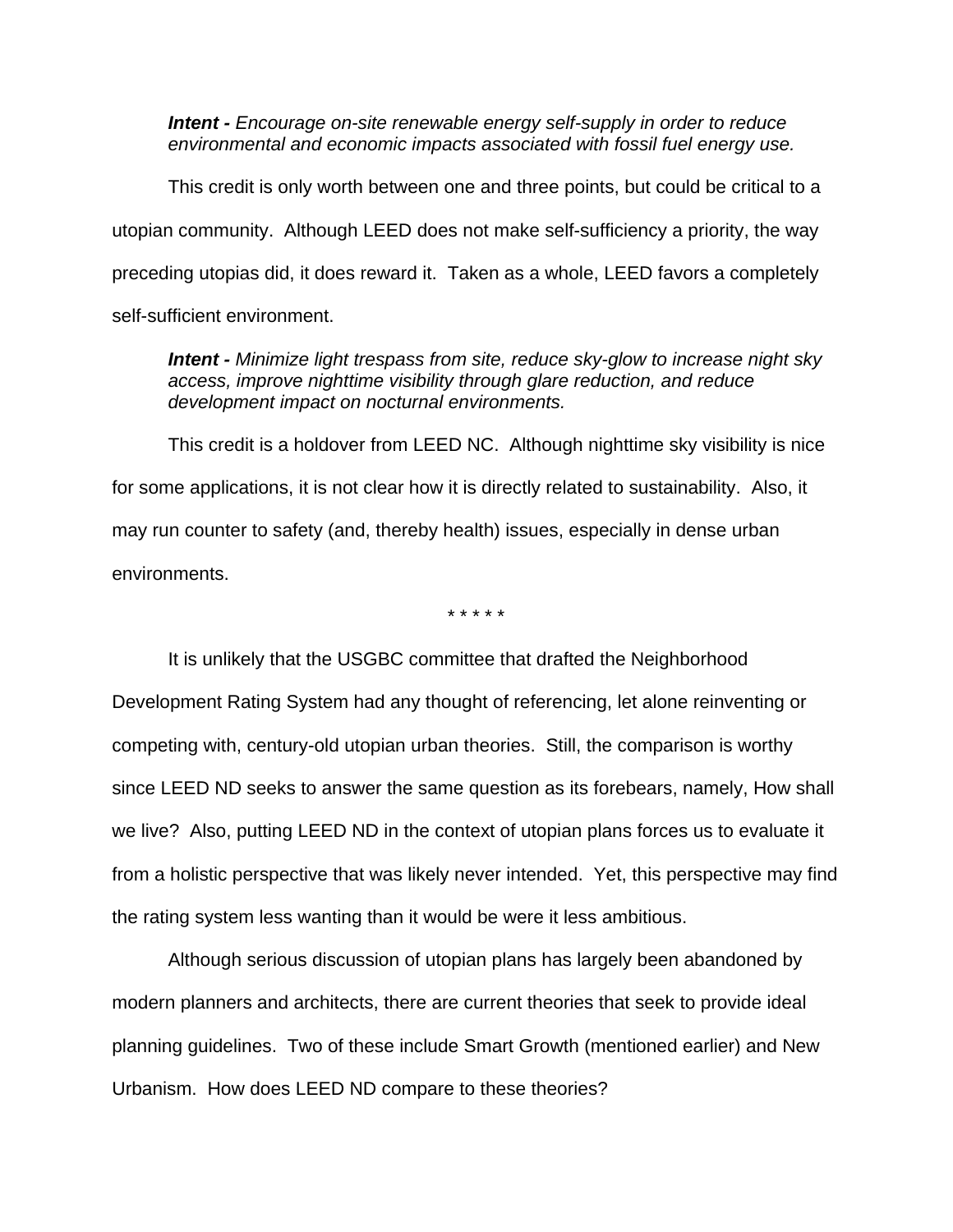> ***Intent -** Encourage on-site renewable energy self-supply in order to reduce environmental and economic impacts associated with fossil fuel energy use.*

This credit is only worth between one and three points, but could be critical to a utopian community. Although LEED does not make self-sufficiency a priority, the way preceding utopias did, it does reward it. Taken as a whole, LEED favors a completely self-sufficient environment.

> ***Intent -** Minimize light trespass from site, reduce sky-glow to increase night sky access, improve nighttime visibility through glare reduction, and reduce development impact on nocturnal environments.*

This credit is a holdover from LEED NC. Although nighttime sky visibility is nice for some applications, it is not clear how it is directly related to sustainability. Also, it may run counter to safety (and, thereby health) issues, especially in dense urban environments.

\* \* \* \* \*

It is unlikely that the USGBC committee that drafted the Neighborhood Development Rating System had any thought of referencing, let alone reinventing or competing with, century-old utopian urban theories. Still, the comparison is worthy since LEED ND seeks to answer the same question as its forebears, namely, How shall we live? Also, putting LEED ND in the context of utopian plans forces us to evaluate it from a holistic perspective that was likely never intended. Yet, this perspective may find the rating system less wanting than it would be were it less ambitious.

Although serious discussion of utopian plans has largely been abandoned by modern planners and architects, there are current theories that seek to provide ideal planning guidelines. Two of these include Smart Growth (mentioned earlier) and New Urbanism. How does LEED ND compare to these theories?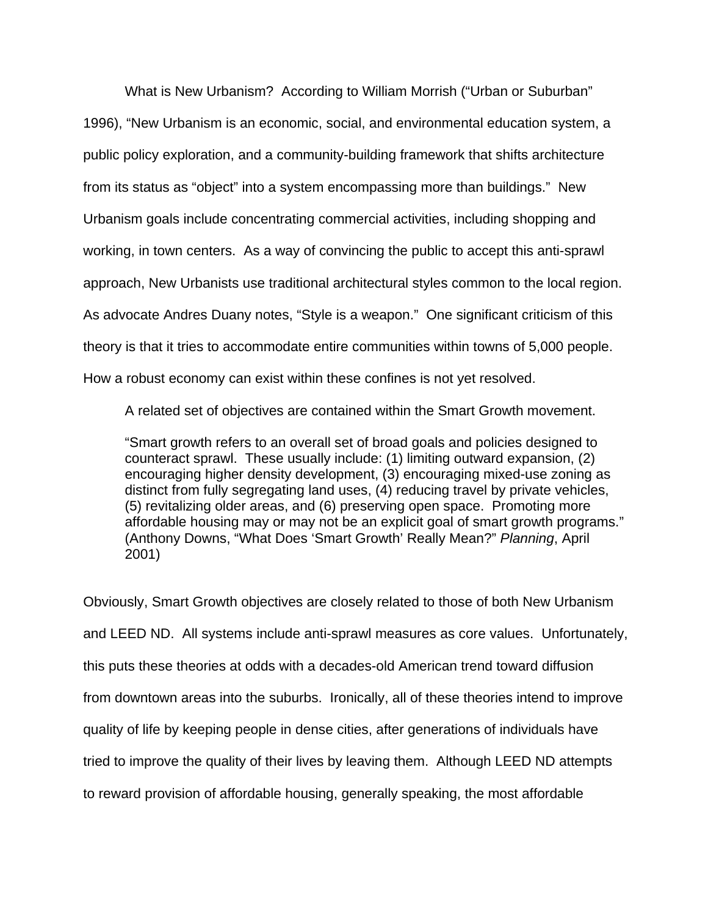What is New Urbanism? According to William Morrish ("Urban or Suburban" 1996), "New Urbanism is an economic, social, and environmental education system, a public policy exploration, and a community-building framework that shifts architecture from its status as "object" into a system encompassing more than buildings." New Urbanism goals include concentrating commercial activities, including shopping and working, in town centers. As a way of convincing the public to accept this anti-sprawl approach, New Urbanists use traditional architectural styles common to the local region. As advocate Andres Duany notes, "Style is a weapon." One significant criticism of this theory is that it tries to accommodate entire communities within towns of 5,000 people. How a robust economy can exist within these confines is not yet resolved.

A related set of objectives are contained within the Smart Growth movement.

> "Smart growth refers to an overall set of broad goals and policies designed to counteract sprawl. These usually include: (1) limiting outward expansion, (2) encouraging higher density development, (3) encouraging mixed-use zoning as distinct from fully segregating land uses, (4) reducing travel by private vehicles, (5) revitalizing older areas, and (6) preserving open space. Promoting more affordable housing may or may not be an explicit goal of smart growth programs." (Anthony Downs, "What Does 'Smart Growth' Really Mean?" *Planning*, April 2001)

Obviously, Smart Growth objectives are closely related to those of both New Urbanism and LEED ND. All systems include anti-sprawl measures as core values. Unfortunately, this puts these theories at odds with a decades-old American trend toward diffusion from downtown areas into the suburbs. Ironically, all of these theories intend to improve quality of life by keeping people in dense cities, after generations of individuals have tried to improve the quality of their lives by leaving them. Although LEED ND attempts to reward provision of affordable housing, generally speaking, the most affordable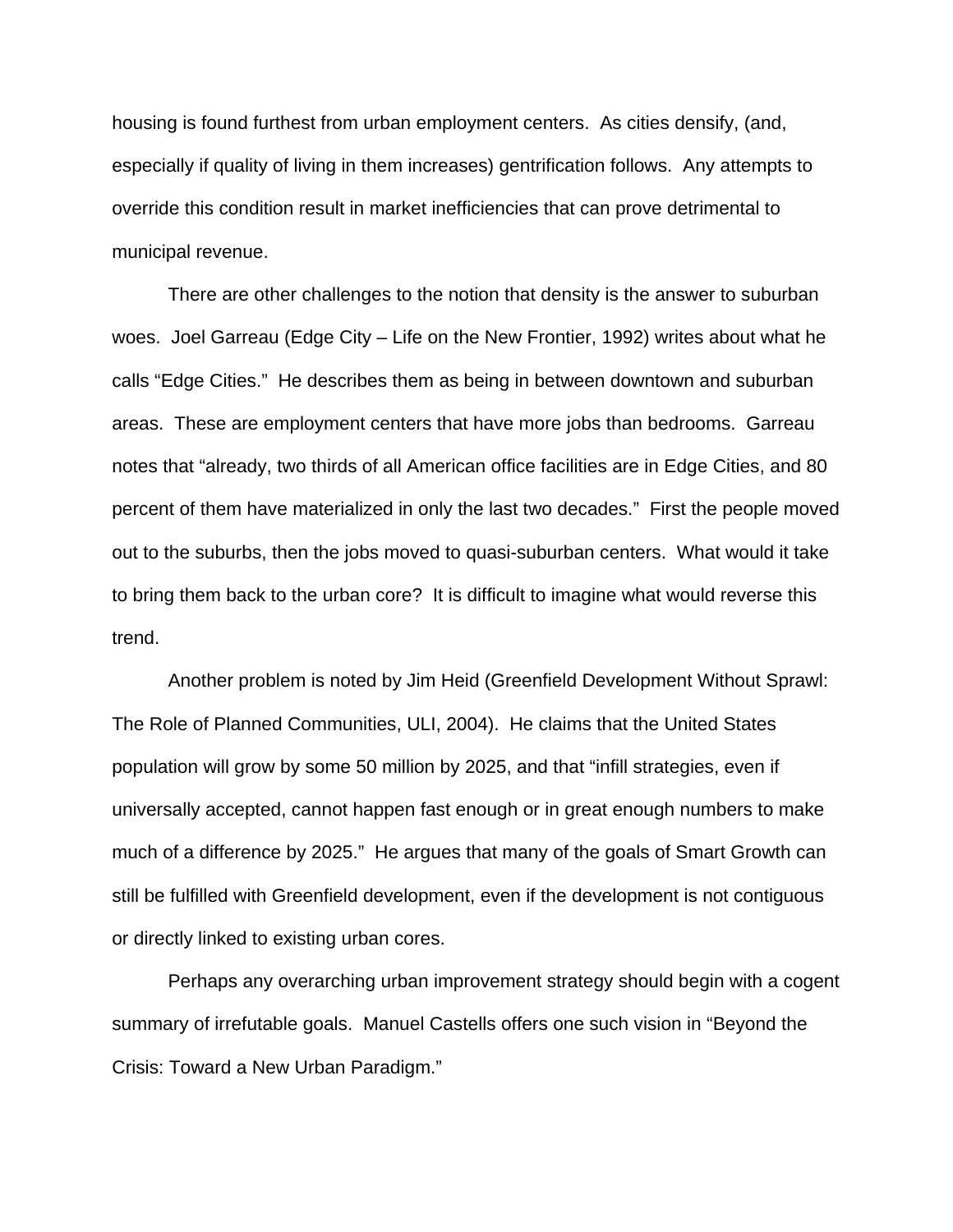housing is found furthest from urban employment centers. As cities densify, (and, especially if quality of living in them increases) gentrification follows. Any attempts to override this condition result in market inefficiencies that can prove detrimental to municipal revenue.

There are other challenges to the notion that density is the answer to suburban woes. Joel Garreau (Edge City – Life on the New Frontier, 1992) writes about what he calls "Edge Cities." He describes them as being in between downtown and suburban areas. These are employment centers that have more jobs than bedrooms. Garreau notes that "already, two thirds of all American office facilities are in Edge Cities, and 80 percent of them have materialized in only the last two decades." First the people moved out to the suburbs, then the jobs moved to quasi-suburban centers. What would it take to bring them back to the urban core? It is difficult to imagine what would reverse this trend.

Another problem is noted by Jim Heid (Greenfield Development Without Sprawl: The Role of Planned Communities, ULI, 2004). He claims that the United States population will grow by some 50 million by 2025, and that "infill strategies, even if universally accepted, cannot happen fast enough or in great enough numbers to make much of a difference by 2025." He argues that many of the goals of Smart Growth can still be fulfilled with Greenfield development, even if the development is not contiguous or directly linked to existing urban cores.

Perhaps any overarching urban improvement strategy should begin with a cogent summary of irrefutable goals. Manuel Castells offers one such vision in "Beyond the Crisis: Toward a New Urban Paradigm."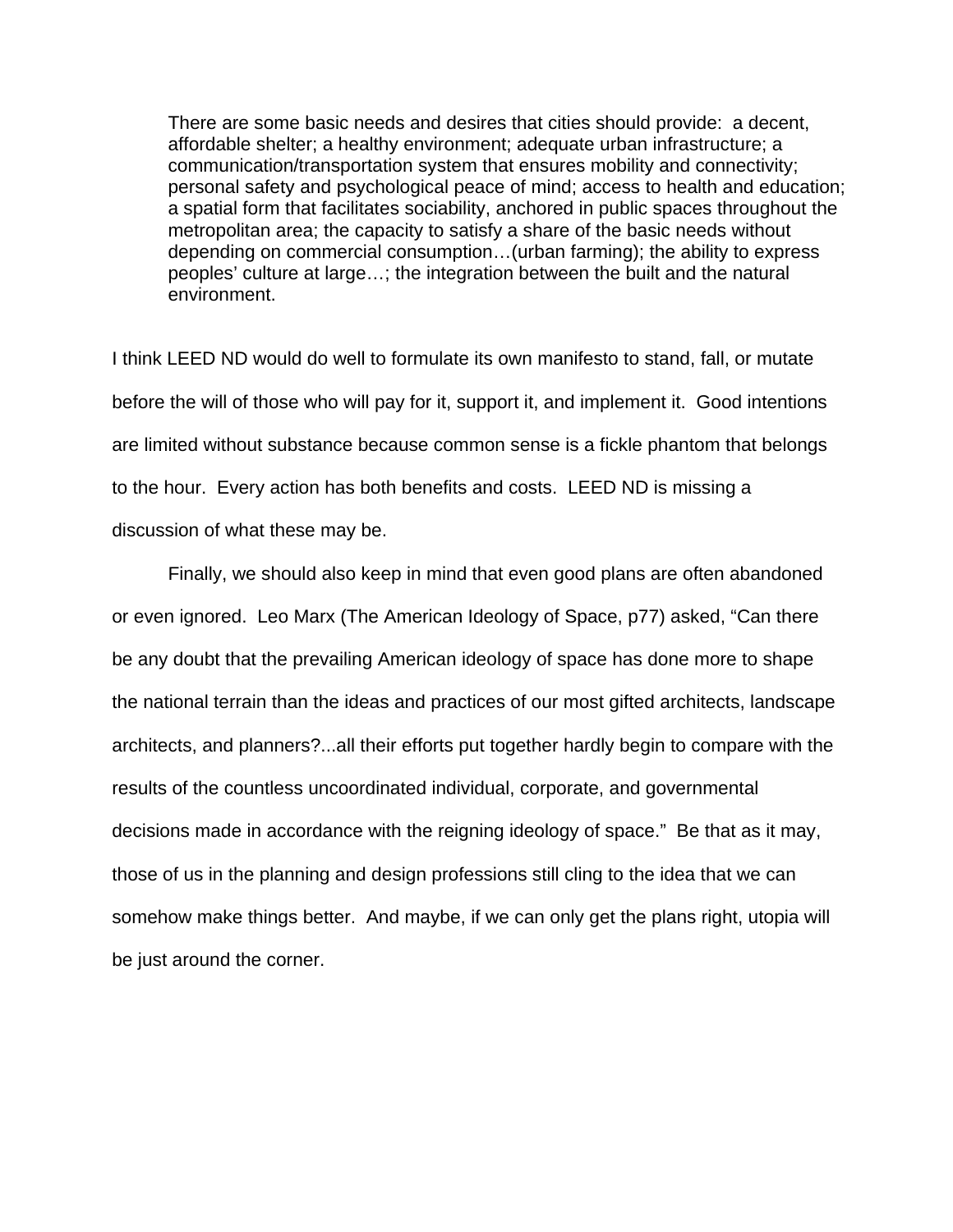> There are some basic needs and desires that cities should provide: a decent, affordable shelter; a healthy environment; adequate urban infrastructure; a communication/transportation system that ensures mobility and connectivity; personal safety and psychological peace of mind; access to health and education; a spatial form that facilitates sociability, anchored in public spaces throughout the metropolitan area; the capacity to satisfy a share of the basic needs without depending on commercial consumption…(urban farming); the ability to express peoples' culture at large…; the integration between the built and the natural environment.

I think LEED ND would do well to formulate its own manifesto to stand, fall, or mutate before the will of those who will pay for it, support it, and implement it. Good intentions are limited without substance because common sense is a fickle phantom that belongs to the hour. Every action has both benefits and costs. LEED ND is missing a discussion of what these may be.

Finally, we should also keep in mind that even good plans are often abandoned or even ignored. Leo Marx (The American Ideology of Space, p77) asked, "Can there be any doubt that the prevailing American ideology of space has done more to shape the national terrain than the ideas and practices of our most gifted architects, landscape architects, and planners?...all their efforts put together hardly begin to compare with the results of the countless uncoordinated individual, corporate, and governmental decisions made in accordance with the reigning ideology of space." Be that as it may, those of us in the planning and design professions still cling to the idea that we can somehow make things better. And maybe, if we can only get the plans right, utopia will be just around the corner.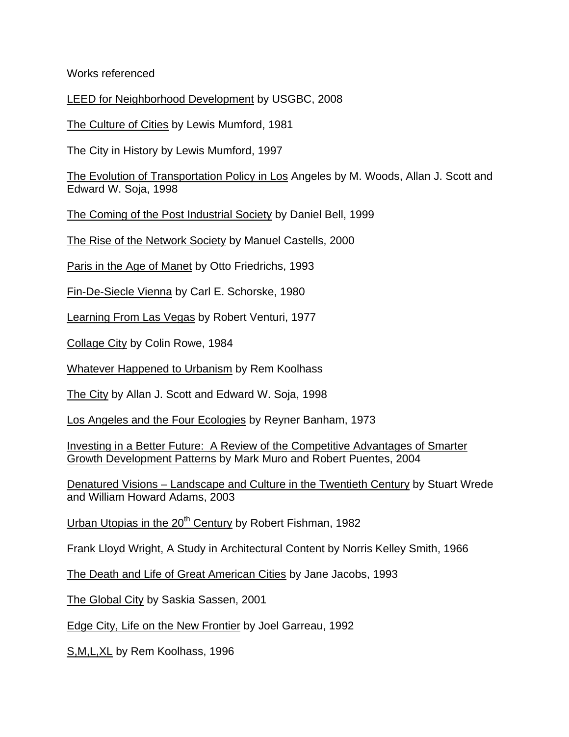Works referenced

<u>LEED for Neighborhood Development</u> by USGBC, 2008

<u>The Culture of Cities</u> by Lewis Mumford, 1981

<u>The City in History</u> by Lewis Mumford, 1997

<u>The Evolution of Transportation Policy in Los</u> Angeles by M. Woods, Allan J. Scott and Edward W. Soja, 1998

<u>The Coming of the Post Industrial Society</u> by Daniel Bell, 1999

<u>The Rise of the Network Society</u> by Manuel Castells, 2000

<u>Paris in the Age of Manet</u> by Otto Friedrichs, 1993

<u>Fin-De-Siecle Vienna</u> by Carl E. Schorske, 1980

<u>Learning From Las Vegas</u> by Robert Venturi, 1977

<u>Collage City</u> by Colin Rowe, 1984

<u>Whatever Happened to Urbanism</u> by Rem Koolhass

<u>The City</u> by Allan J. Scott and Edward W. Soja, 1998

<u>Los Angeles and the Four Ecologies</u> by Reyner Banham, 1973

<u>Investing in a Better Future: A Review of the Competitive Advantages of Smarter Growth Development Patterns</u> by Mark Muro and Robert Puentes, 2004

<u>Denatured Visions – Landscape and Culture in the Twentieth Century</u> by Stuart Wrede and William Howard Adams, 2003

<u>Urban Utopias in the 20th Century</u> by Robert Fishman, 1982

<u>Frank Lloyd Wright, A Study in Architectural Content</u> by Norris Kelley Smith, 1966

<u>The Death and Life of Great American Cities</u> by Jane Jacobs, 1993

<u>The Global City</u> by Saskia Sassen, 2001

<u>Edge City, Life on the New Frontier</u> by Joel Garreau, 1992

<u>S,M,L,XL</u> by Rem Koolhass, 1996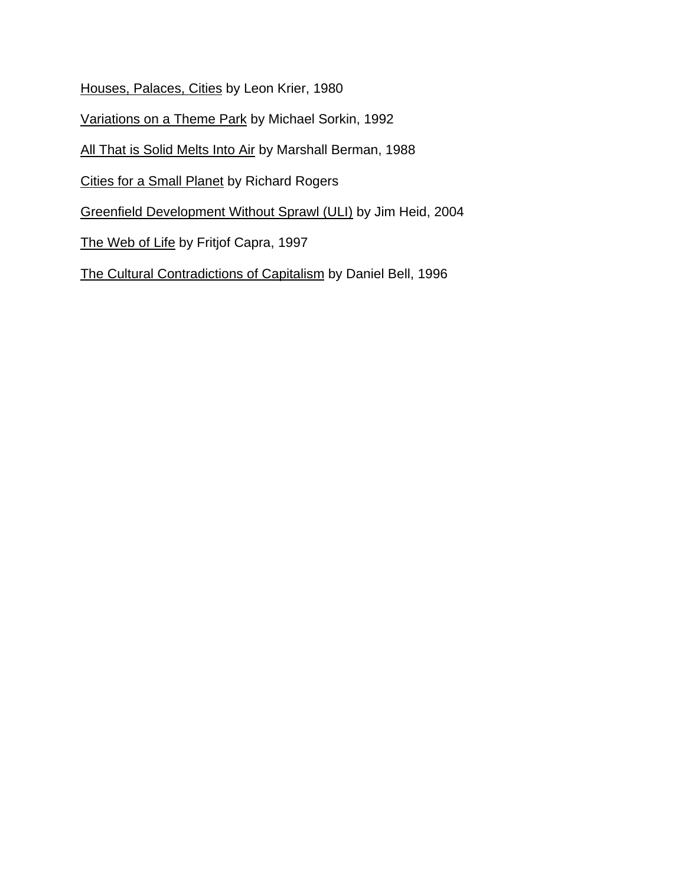<u>Houses, Palaces, Cities</u> by Leon Krier, 1980

<u>Variations on a Theme Park</u> by Michael Sorkin, 1992

<u>All That is Solid Melts Into Air</u> by Marshall Berman, 1988

<u>Cities for a Small Planet</u> by Richard Rogers

<u>Greenfield Development Without Sprawl (ULI)</u> by Jim Heid, 2004

<u>The Web of Life</u> by Fritjof Capra, 1997

<u>The Cultural Contradictions of Capitalism</u> by Daniel Bell, 1996